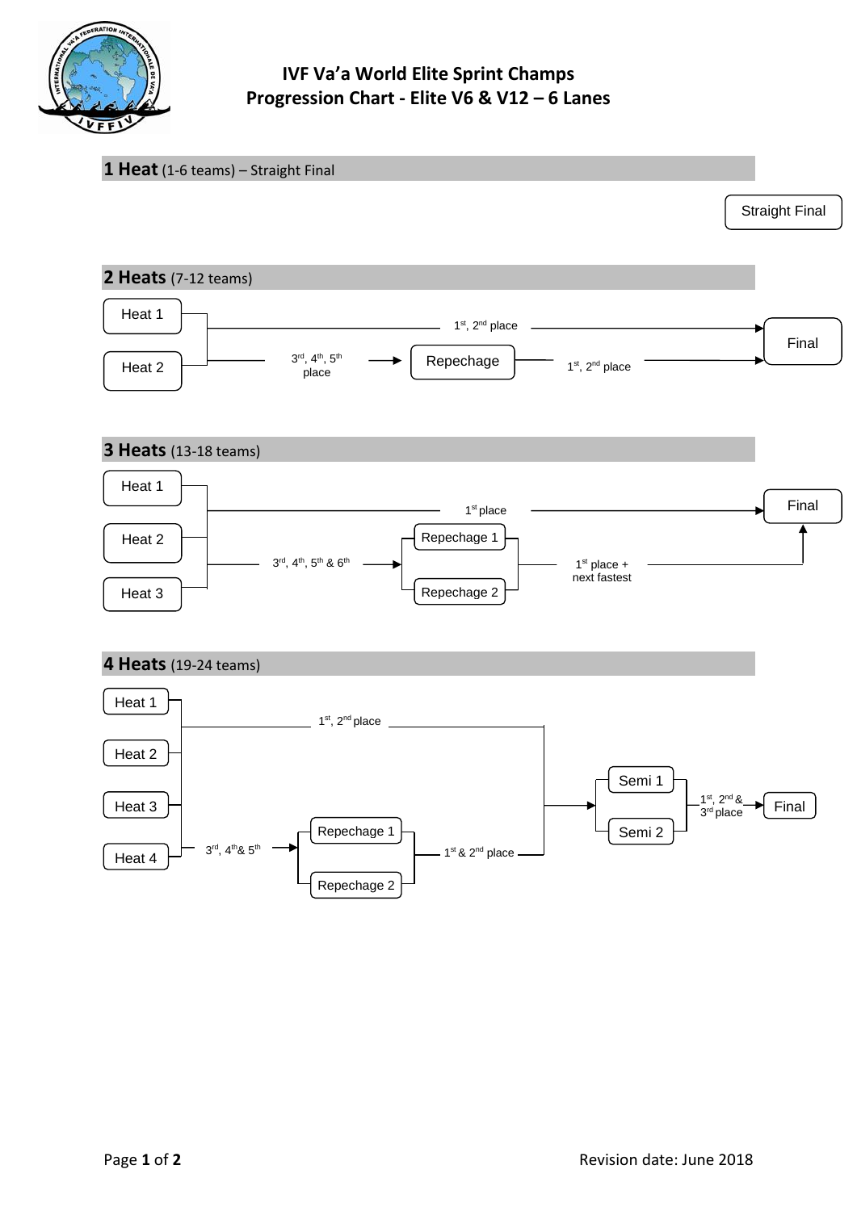# IVF Va'a World Elite Sprint Champs
## Progression Chart - Elite V6 & V12 – 6 Lanes

## 1 Heat (1-6 teams) – Straight Final

Straight Final

## 2 Heats (7-12 teams)

Heat 1

Heat 2

1st, 2nd place → Final

3rd, 4th, 5th place → Repechage

Repechage → 1st, 2nd place → Final

## 3 Heats (13-18 teams)

Heat 1

Heat 2

Heat 3

1st place → Final

3rd, 4th, 5th & 6th → Repechage 1, Repechage 2

Repechage 1, Repechage 2 → 1st place + next fastest → Final

## 4 Heats (19-24 teams)

Heat 1

Heat 2

Heat 3

Heat 4

1st, 2nd place → Semi 1, Semi 2

3rd, 4th & 5th → Repechage 1, Repechage 2

Repechage 1, Repechage 2 → 1st & 2nd place → Semi 1, Semi 2

Semi 1, Semi 2 → 1st, 2nd & 3rd place → Final

Revision date: June 2018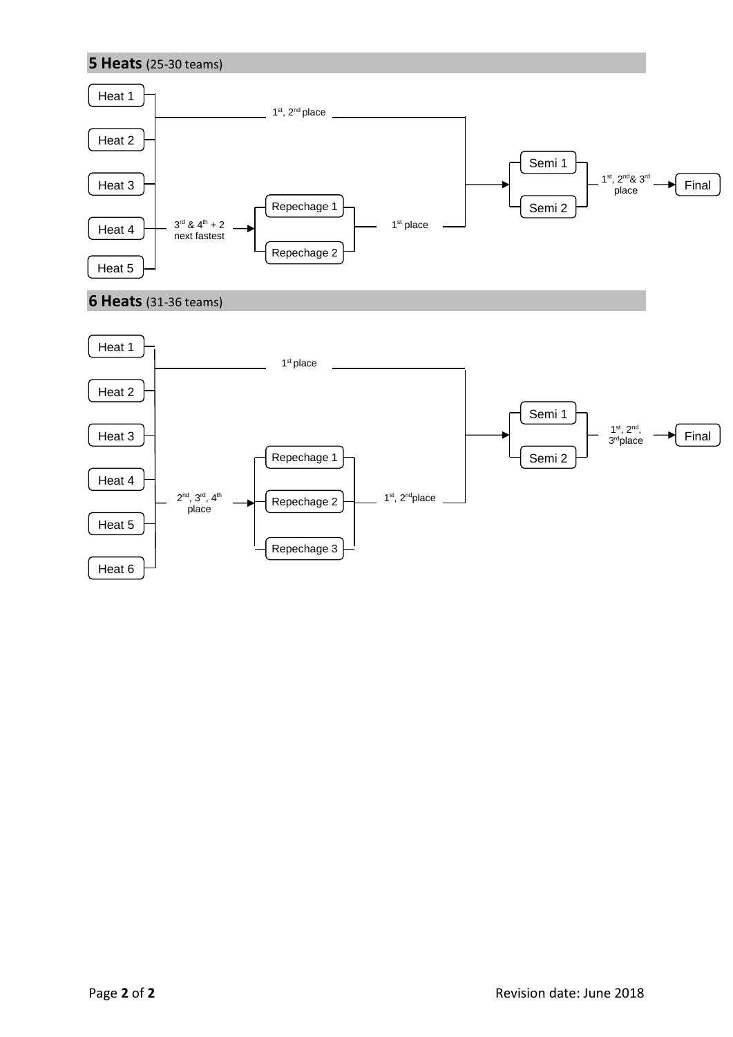## 5 Heats (25-30 teams)

Heat 1

Heat 2

Heat 3

Heat 4

Heat 5

1st, 2nd place

3rd & 4th + 2 next fastest

Repechage 1

Repechage 2

1st place

Semi 1

Semi 2

1st, 2nd & 3rd place

Final

## 6 Heats (31-36 teams)

Heat 1

Heat 2

Heat 3

Heat 4

Heat 5

Heat 6

1st place

2nd, 3rd, 4th place

Repechage 1

Repechage 2

Repechage 3

1st, 2nd place

Semi 1

Semi 2

1st, 2nd, 3rd place

Final

Revision date: June 2018